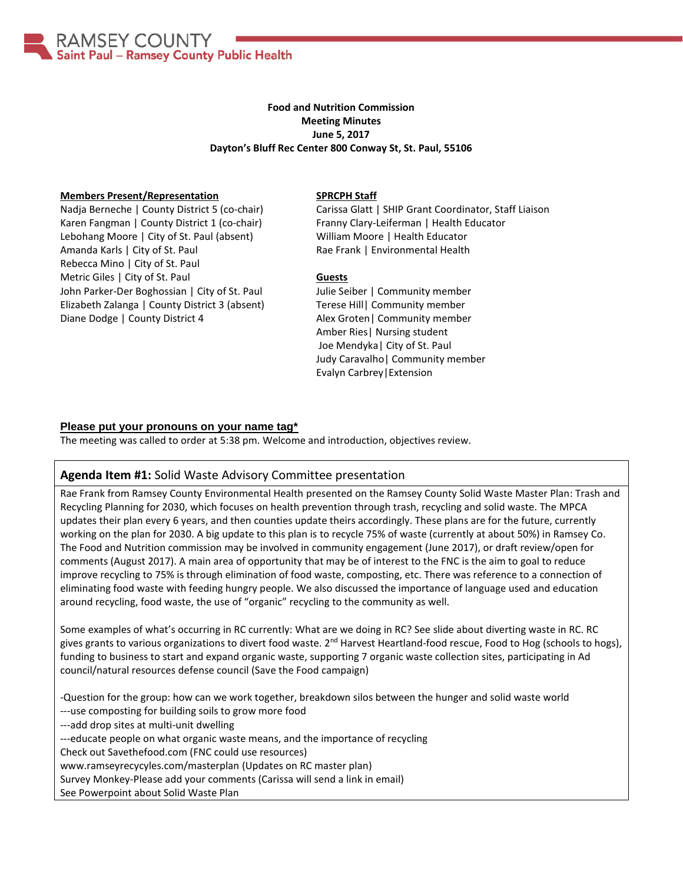RAMSEY COUNTY
Saint Paul – Ramsey County Public Health

**Food and Nutrition Commission**
**Meeting Minutes**
**June 5, 2017**
**Dayton's Bluff Rec Center 800 Conway St, St. Paul, 55106**

**Members Present/Representation**
Nadja Berneche | County District 5 (co-chair)
Karen Fangman | County District 1 (co-chair)
Lebohang Moore | City of St. Paul (absent)
Amanda Karls | City of St. Paul
Rebecca Mino | City of St. Paul
Metric Giles | City of St. Paul
John Parker-Der Boghossian | City of St. Paul
Elizabeth Zalanga | County District 3 (absent)
Diane Dodge | County District 4

**SPRCPH Staff**
Carissa Glatt | SHIP Grant Coordinator, Staff Liaison
Franny Clary-Leiferman | Health Educator
William Moore | Health Educator
Rae Frank | Environmental Health

**Guests**
Julie Seiber | Community member
Terese Hill| Community member
Alex Groten| Community member
Amber Ries| Nursing student
Joe Mendyka| City of St. Paul
Judy Caravalho| Community member
Evalyn Carbrey|Extension

**Please put your pronouns on your name tag***

The meeting was called to order at 5:38 pm. Welcome and introduction, objectives review.

## Agenda Item #1: Solid Waste Advisory Committee presentation

Rae Frank from Ramsey County Environmental Health presented on the Ramsey County Solid Waste Master Plan: Trash and Recycling Planning for 2030, which focuses on health prevention through trash, recycling and solid waste. The MPCA updates their plan every 6 years, and then counties update theirs accordingly. These plans are for the future, currently working on the plan for 2030. A big update to this plan is to recycle 75% of waste (currently at about 50%) in Ramsey Co. The Food and Nutrition commission may be involved in community engagement (June 2017), or draft review/open for comments (August 2017). A main area of opportunity that may be of interest to the FNC is the aim to goal to reduce improve recycling to 75% is through elimination of food waste, composting, etc. There was reference to a connection of eliminating food waste with feeding hungry people. We also discussed the importance of language used and education around recycling, food waste, the use of "organic" recycling to the community as well.

Some examples of what's occurring in RC currently: What are we doing in RC? See slide about diverting waste in RC. RC gives grants to various organizations to divert food waste. 2nd Harvest Heartland-food rescue, Food to Hog (schools to hogs), funding to business to start and expand organic waste, supporting 7 organic waste collection sites, participating in Ad council/natural resources defense council (Save the Food campaign)

-Question for the group: how can we work together, breakdown silos between the hunger and solid waste world
---use composting for building soils to grow more food
---add drop sites at multi-unit dwelling
---educate people on what organic waste means, and the importance of recycling
Check out Savethefood.com (FNC could use resources)
www.ramseyrecycyles.com/masterplan (Updates on RC master plan)
Survey Monkey-Please add your comments (Carissa will send a link in email)
See Powerpoint about Solid Waste Plan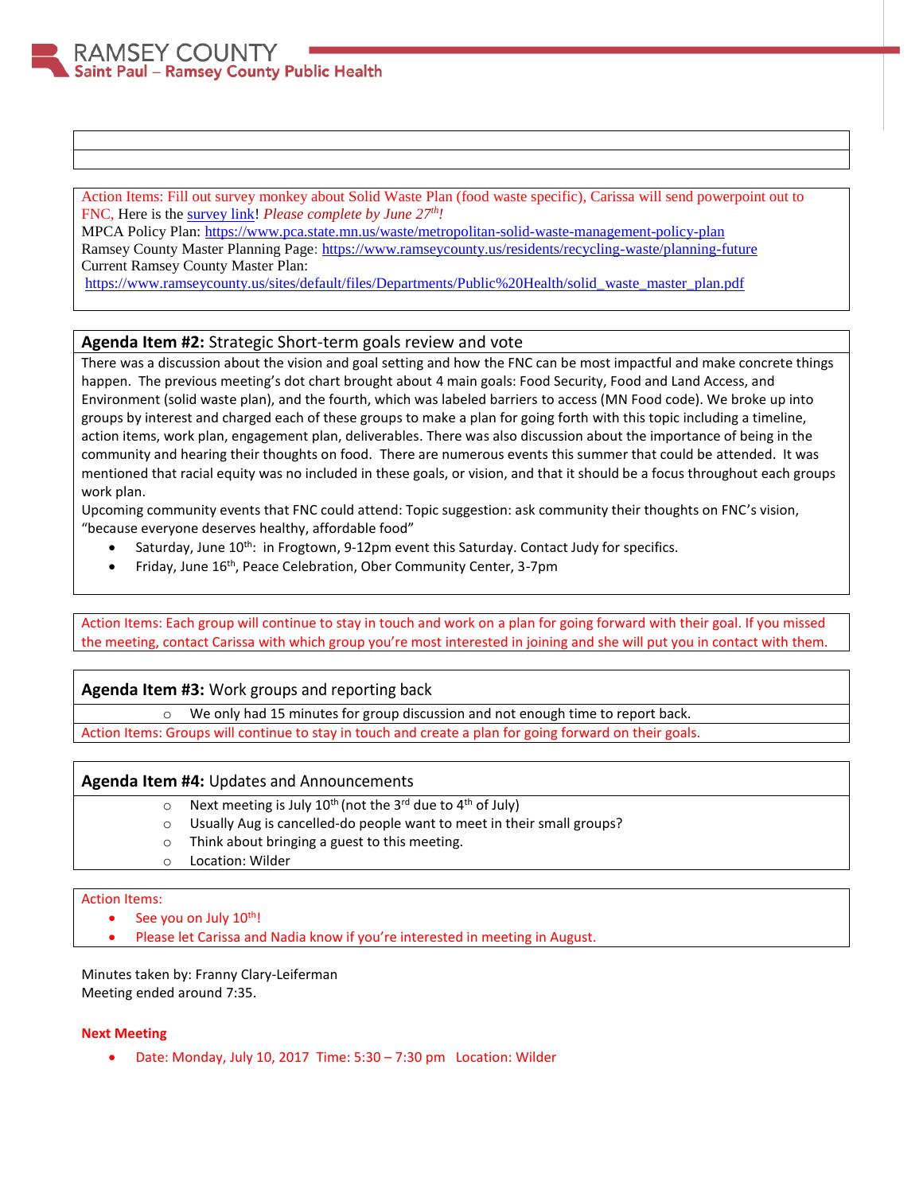Action Items: Fill out survey monkey about Solid Waste Plan (food waste specific), Carissa will send powerpoint out to FNC, Here is the survey link! *Please complete by June 27th!*
MPCA Policy Plan: https://www.pca.state.mn.us/waste/metropolitan-solid-waste-management-policy-plan
Ramsey County Master Planning Page: https://www.ramseycounty.us/residents/recycling-waste/planning-future
Current Ramsey County Master Plan:
https://www.ramseycounty.us/sites/default/files/Departments/Public%20Health/solid_waste_master_plan.pdf

**Agenda Item #2:** Strategic Short-term goals review and vote

There was a discussion about the vision and goal setting and how the FNC can be most impactful and make concrete things happen. The previous meeting's dot chart brought about 4 main goals: Food Security, Food and Land Access, and Environment (solid waste plan), and the fourth, which was labeled barriers to access (MN Food code). We broke up into groups by interest and charged each of these groups to make a plan for going forth with this topic including a timeline, action items, work plan, engagement plan, deliverables. There was also discussion about the importance of being in the community and hearing their thoughts on food. There are numerous events this summer that could be attended. It was mentioned that racial equity was no included in these goals, or vision, and that it should be a focus throughout each groups work plan.
Upcoming community events that FNC could attend: Topic suggestion: ask community their thoughts on FNC's vision, "because everyone deserves healthy, affordable food"

- Saturday, June 10th: in Frogtown, 9-12pm event this Saturday. Contact Judy for specifics.
- Friday, June 16th, Peace Celebration, Ober Community Center, 3-7pm

Action Items: Each group will continue to stay in touch and work on a plan for going forward with their goal. If you missed the meeting, contact Carissa with which group you're most interested in joining and she will put you in contact with them.

**Agenda Item #3:** Work groups and reporting back

- We only had 15 minutes for group discussion and not enough time to report back.

Action Items: Groups will continue to stay in touch and create a plan for going forward on their goals.

**Agenda Item #4:** Updates and Announcements

- Next meeting is July 10th (not the 3rd due to 4th of July)
- Usually Aug is cancelled-do people want to meet in their small groups?
- Think about bringing a guest to this meeting.
- Location: Wilder

Action Items:

- See you on July 10th!
- Please let Carissa and Nadia know if you're interested in meeting in August.

Minutes taken by: Franny Clary-Leiferman
Meeting ended around 7:35.

**Next Meeting**

- Date: Monday, July 10, 2017 Time: 5:30 – 7:30 pm Location: Wilder